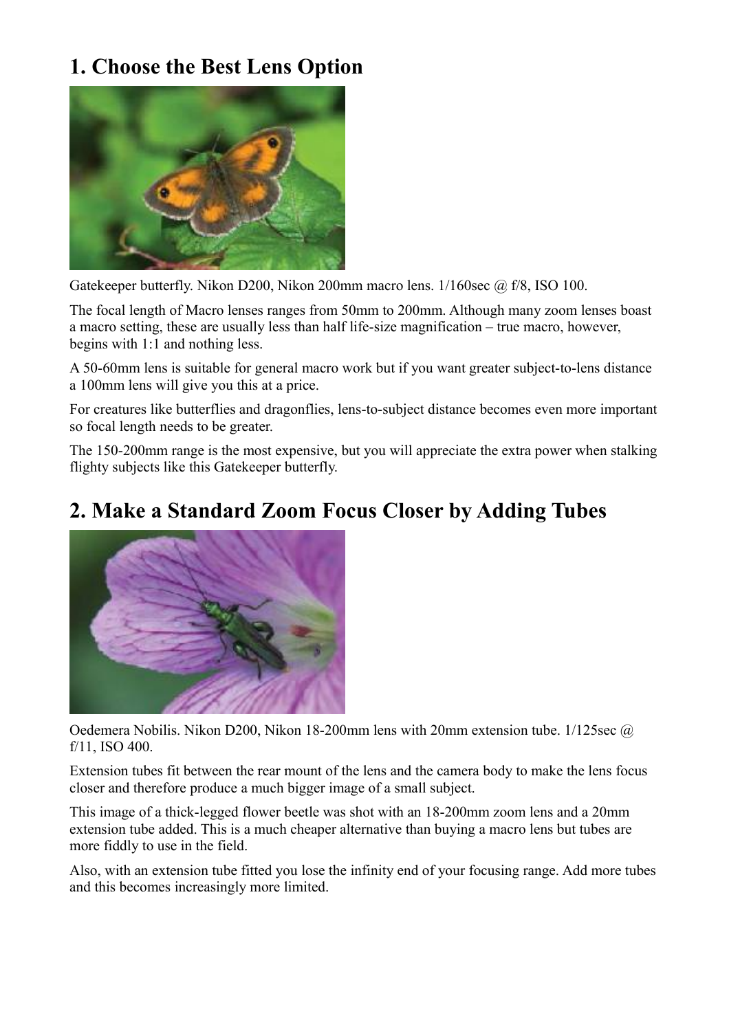## 1. Choose the Best Lens Option

Gatekeeper butterfly. Nikon D200, Nikon 200mm macro lens. 1/160sec @ f/8, ISO 100.

The focal length of Macro lenses ranges from 50mm to 200mm. Although many zoom lenses boast a macro setting, these are usually less than half life-size magnification – true macro, however, begins with 1:1 and nothing less.

A 50-60mm lens is suitable for general macro work but if you want greater subject-to-lens distance a 100mm lens will give you this at a price.

For creatures like butterflies and dragonflies, lens-to-subject distance becomes even more important so focal length needs to be greater.

The 150-200mm range is the most expensive, but you will appreciate the extra power when stalking flighty subjects like this Gatekeeper butterfly.

## 2. Make a Standard Zoom Focus Closer by Adding Tubes

Oedemera Nobilis. Nikon D200, Nikon 18-200mm lens with 20mm extension tube. 1/125sec @ f/11, ISO 400.

Extension tubes fit between the rear mount of the lens and the camera body to make the lens focus closer and therefore produce a much bigger image of a small subject.

This image of a thick-legged flower beetle was shot with an 18-200mm zoom lens and a 20mm extension tube added. This is a much cheaper alternative than buying a macro lens but tubes are more fiddly to use in the field.

Also, with an extension tube fitted you lose the infinity end of your focusing range. Add more tubes and this becomes increasingly more limited.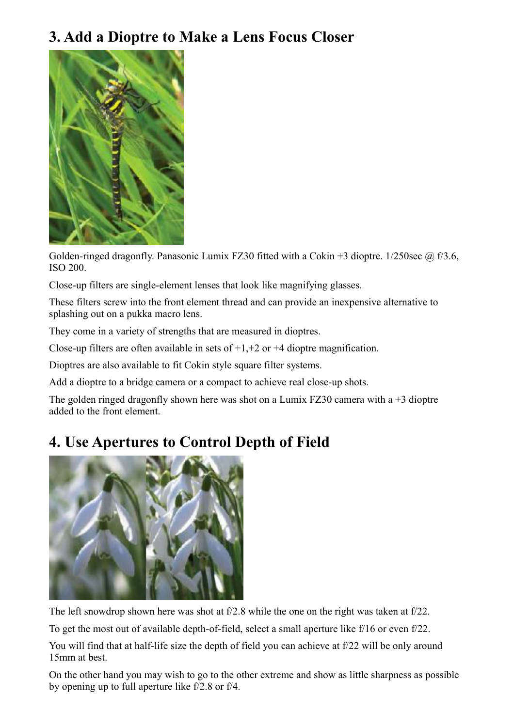## 3. Add a Dioptre to Make a Lens Focus Closer

Golden-ringed dragonfly. Panasonic Lumix FZ30 fitted with a Cokin +3 dioptre. 1/250sec @ f/3.6, ISO 200.

Close-up filters are single-element lenses that look like magnifying glasses.

These filters screw into the front element thread and can provide an inexpensive alternative to splashing out on a pukka macro lens.

They come in a variety of strengths that are measured in dioptres.

Close-up filters are often available in sets of +1,+2 or +4 dioptre magnification.

Dioptres are also available to fit Cokin style square filter systems.

Add a dioptre to a bridge camera or a compact to achieve real close-up shots.

The golden ringed dragonfly shown here was shot on a Lumix FZ30 camera with a +3 dioptre added to the front element.

## 4. Use Apertures to Control Depth of Field

The left snowdrop shown here was shot at f/2.8 while the one on the right was taken at f/22.

To get the most out of available depth-of-field, select a small aperture like f/16 or even f/22.

You will find that at half-life size the depth of field you can achieve at f/22 will be only around 15mm at best.

On the other hand you may wish to go to the other extreme and show as little sharpness as possible by opening up to full aperture like f/2.8 or f/4.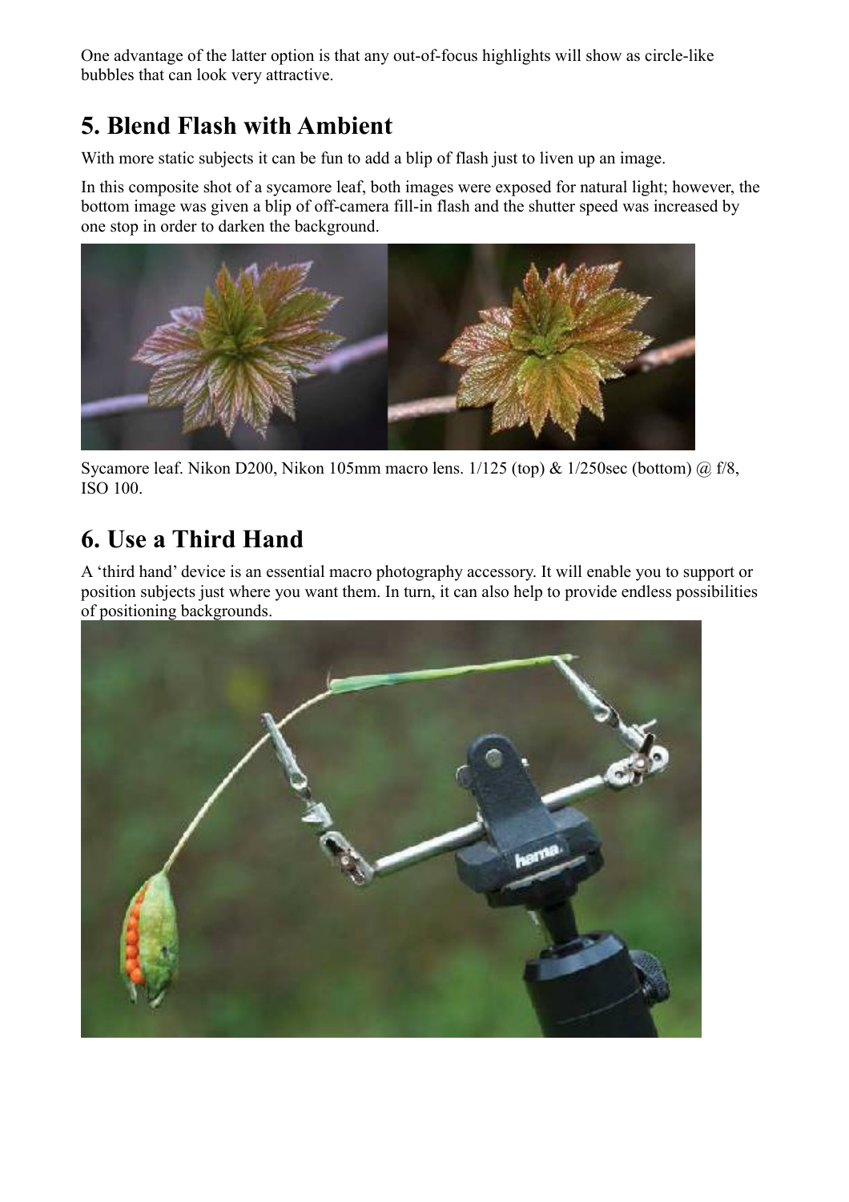One advantage of the latter option is that any out-of-focus highlights will show as circle-like bubbles that can look very attractive.

## 5. Blend Flash with Ambient

With more static subjects it can be fun to add a blip of flash just to liven up an image.

In this composite shot of a sycamore leaf, both images were exposed for natural light; however, the bottom image was given a blip of off-camera fill-in flash and the shutter speed was increased by one stop in order to darken the background.

Sycamore leaf. Nikon D200, Nikon 105mm macro lens. 1/125 (top) & 1/250sec (bottom) @ f/8, ISO 100.

## 6. Use a Third Hand

A 'third hand' device is an essential macro photography accessory. It will enable you to support or position subjects just where you want them. In turn, it can also help to provide endless possibilities of positioning backgrounds.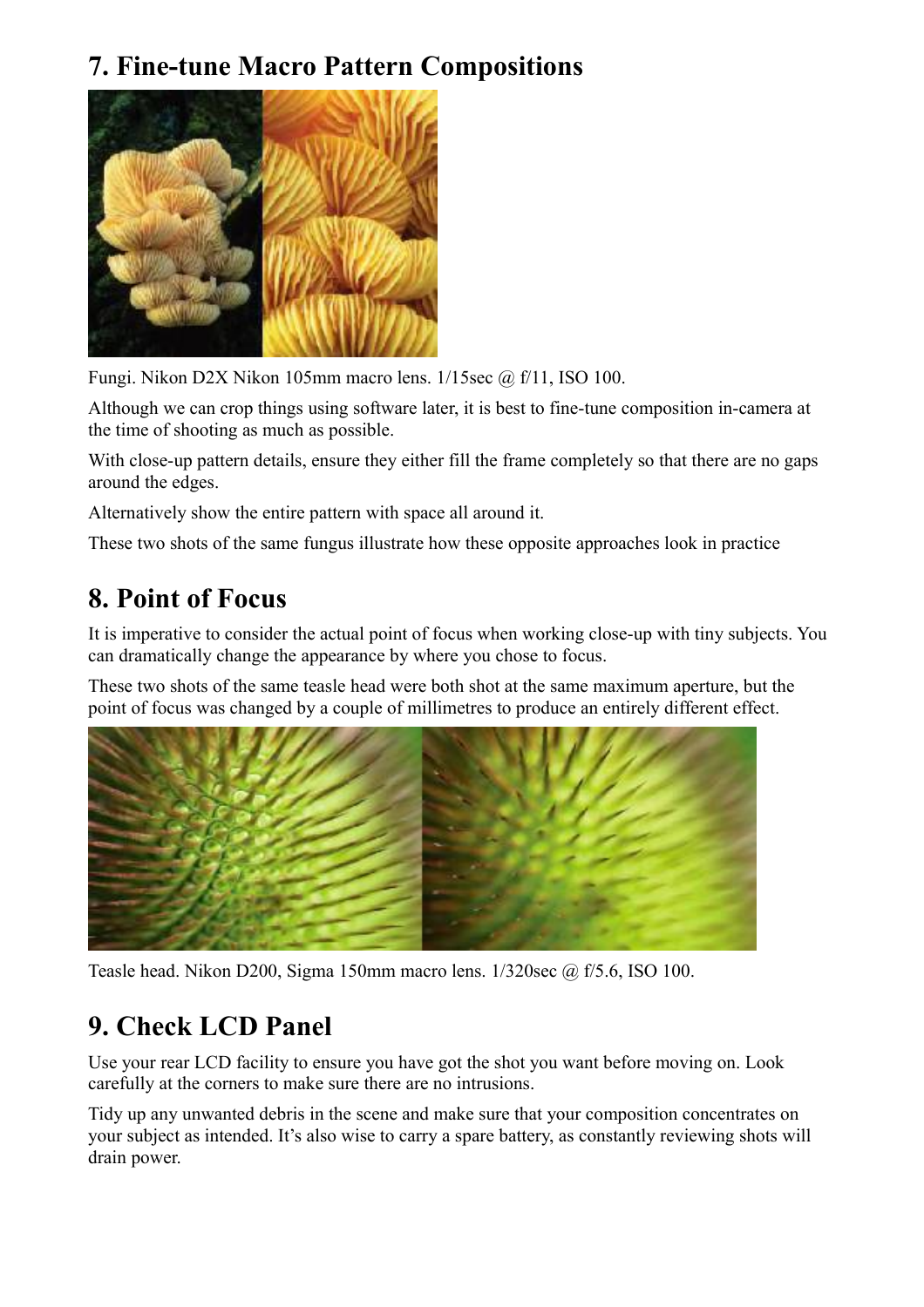## 7. Fine-tune Macro Pattern Compositions

Fungi. Nikon D2X Nikon 105mm macro lens. 1/15sec @ f/11, ISO 100.

Although we can crop things using software later, it is best to fine-tune composition in-camera at the time of shooting as much as possible.

With close-up pattern details, ensure they either fill the frame completely so that there are no gaps around the edges.

Alternatively show the entire pattern with space all around it.

These two shots of the same fungus illustrate how these opposite approaches look in practice

## 8. Point of Focus

It is imperative to consider the actual point of focus when working close-up with tiny subjects. You can dramatically change the appearance by where you chose to focus.

These two shots of the same teasle head were both shot at the same maximum aperture, but the point of focus was changed by a couple of millimetres to produce an entirely different effect.

Teasle head. Nikon D200, Sigma 150mm macro lens. 1/320sec @ f/5.6, ISO 100.

## 9. Check LCD Panel

Use your rear LCD facility to ensure you have got the shot you want before moving on. Look carefully at the corners to make sure there are no intrusions.

Tidy up any unwanted debris in the scene and make sure that your composition concentrates on your subject as intended. It's also wise to carry a spare battery, as constantly reviewing shots will drain power.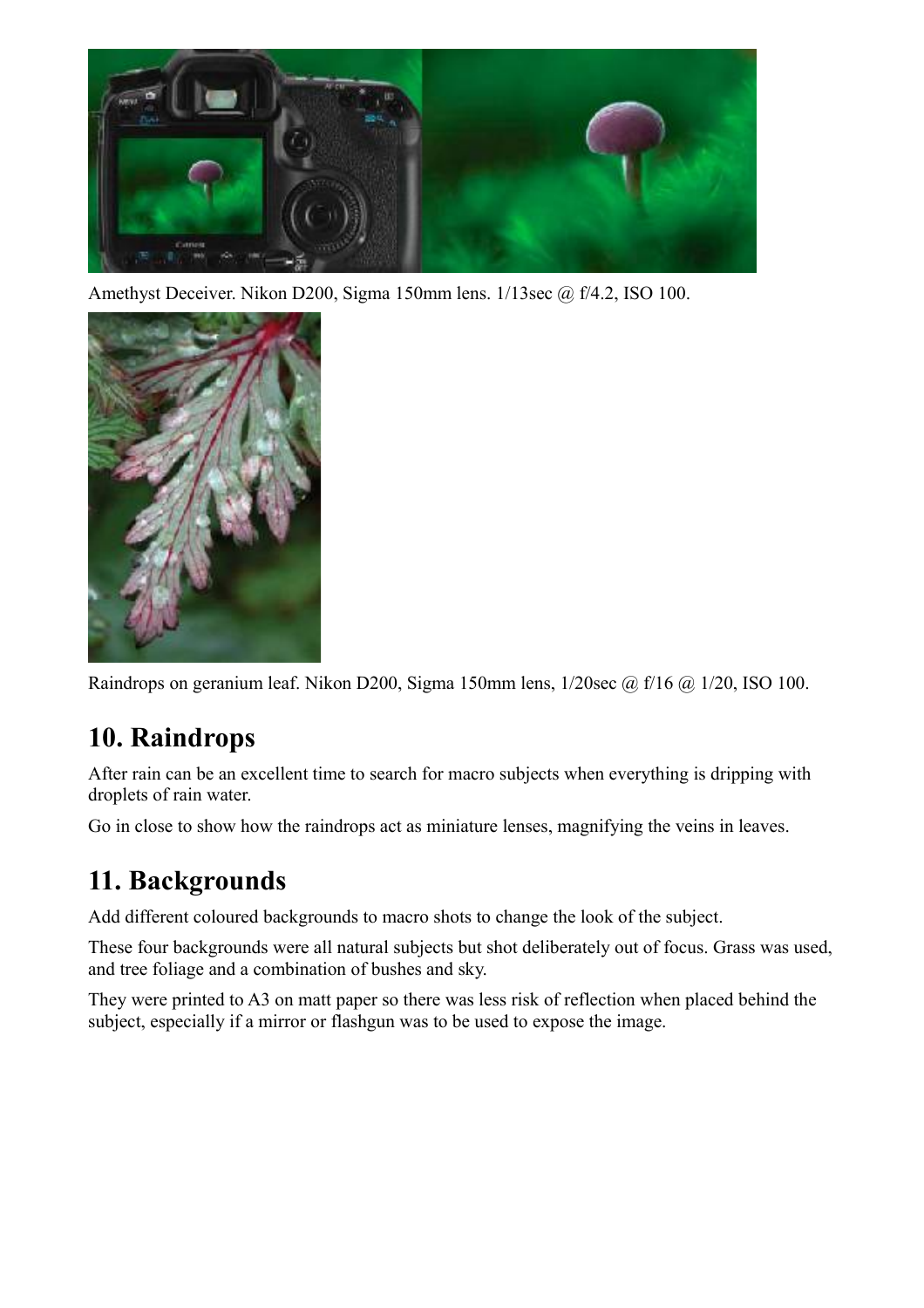Amethyst Deceiver. Nikon D200, Sigma 150mm lens. 1/13sec @ f/4.2, ISO 100.

Raindrops on geranium leaf. Nikon D200, Sigma 150mm lens, 1/20sec @ f/16 @ 1/20, ISO 100.

## 10. Raindrops

After rain can be an excellent time to search for macro subjects when everything is dripping with droplets of rain water.

Go in close to show how the raindrops act as miniature lenses, magnifying the veins in leaves.

## 11. Backgrounds

Add different coloured backgrounds to macro shots to change the look of the subject.

These four backgrounds were all natural subjects but shot deliberately out of focus. Grass was used, and tree foliage and a combination of bushes and sky.

They were printed to A3 on matt paper so there was less risk of reflection when placed behind the subject, especially if a mirror or flashgun was to be used to expose the image.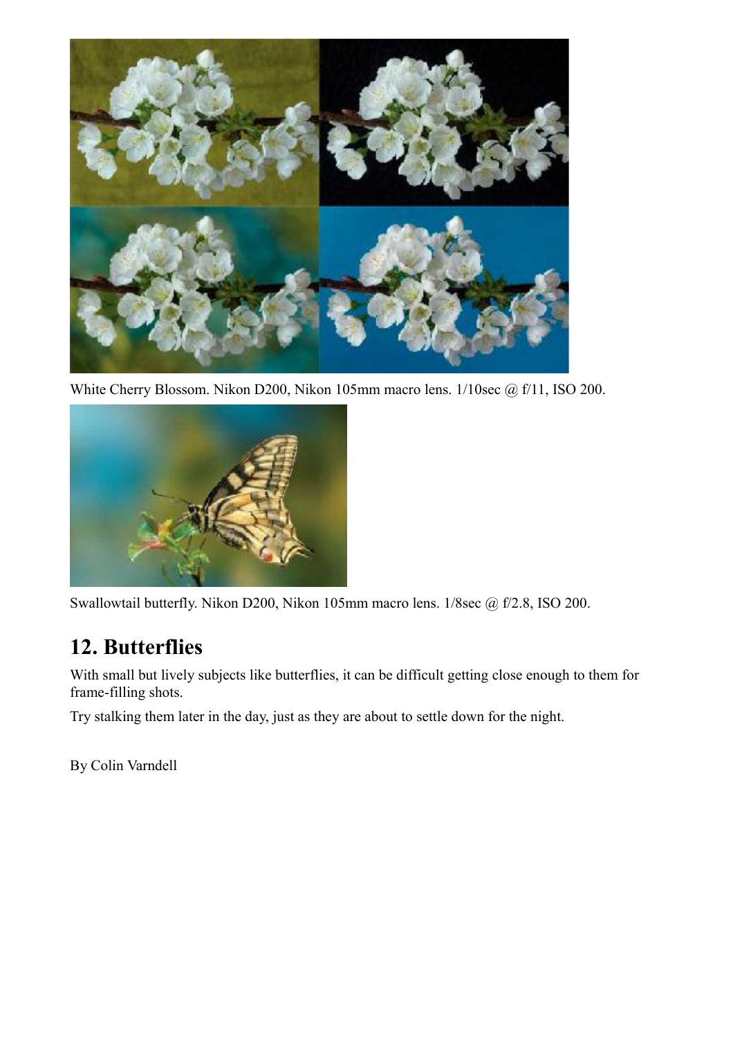White Cherry Blossom. Nikon D200, Nikon 105mm macro lens. 1/10sec @ f/11, ISO 200.

Swallowtail butterfly. Nikon D200, Nikon 105mm macro lens. 1/8sec @ f/2.8, ISO 200.

## 12. Butterflies

With small but lively subjects like butterflies, it can be difficult getting close enough to them for frame-filling shots.

Try stalking them later in the day, just as they are about to settle down for the night.

By Colin Varndell